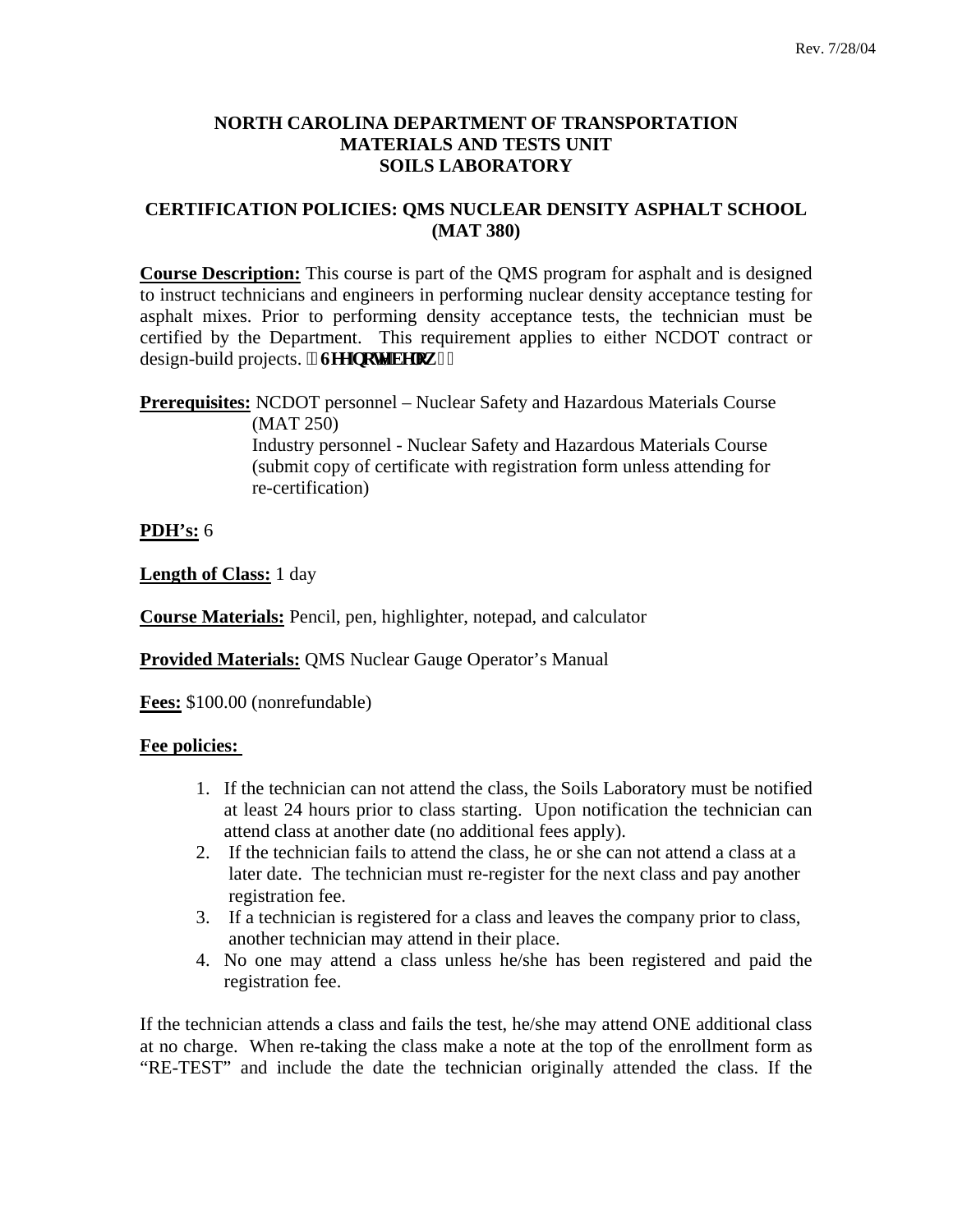# NORTH CAROLINA DEPARTMENT OF TRANSPORTATION
# MATERIALS AND TESTS UNIT
# SOILS LABORATORY

## CERTIFICATION POLICIES: QMS NUCLEAR DENSITY ASPHALT SCHOOL (MAT 380)

**Course Description:** This course is part of the QMS program for asphalt and is designed to instruct technicians and engineers in performing nuclear density acceptance testing for asphalt mixes. Prior to performing density acceptance tests, the technician must be certified by the Department. This requirement applies to either NCDOT contract or design-build projects. **(See note below.)**

**Prerequisites:** NCDOT personnel – Nuclear Safety and Hazardous Materials Course (MAT 250)
Industry personnel - Nuclear Safety and Hazardous Materials Course (submit copy of certificate with registration form unless attending for re-certification)

**PDH's:** 6

**Length of Class:** 1 day

**Course Materials:** Pencil, pen, highlighter, notepad, and calculator

**Provided Materials:** QMS Nuclear Gauge Operator's Manual

**Fees:** $100.00 (nonrefundable)

**Fee policies:**

1. If the technician can not attend the class, the Soils Laboratory must be notified at least 24 hours prior to class starting. Upon notification the technician can attend class at another date (no additional fees apply).
2. If the technician fails to attend the class, he or she can not attend a class at a later date. The technician must re-register for the next class and pay another registration fee.
3. If a technician is registered for a class and leaves the company prior to class, another technician may attend in their place.
4. No one may attend a class unless he/she has been registered and paid the registration fee.

If the technician attends a class and fails the test, he/she may attend ONE additional class at no charge. When re-taking the class make a note at the top of the enrollment form as "RE-TEST" and include the date the technician originally attended the class. If the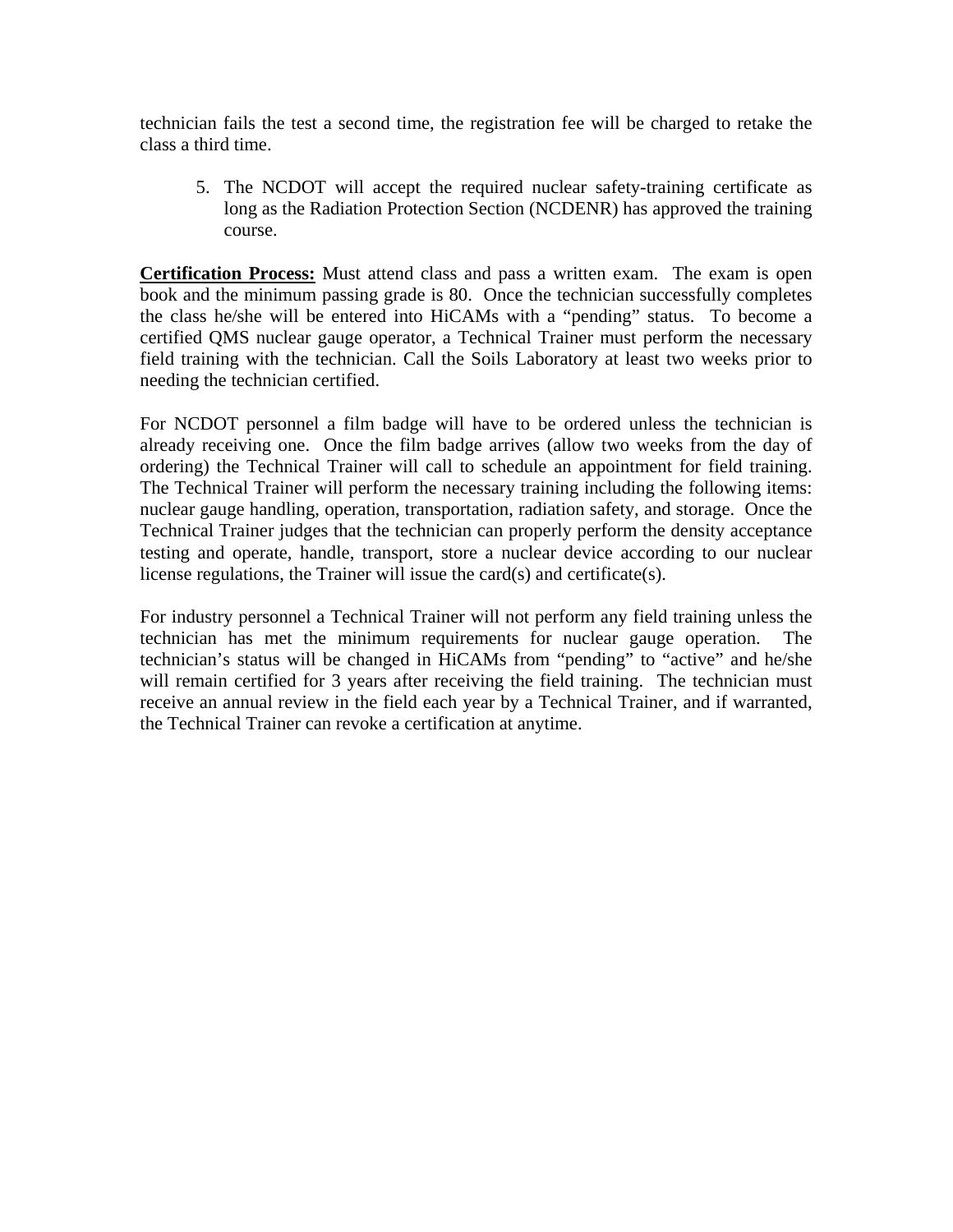technician fails the test a second time, the registration fee will be charged to retake the class a third time.

5. The NCDOT will accept the required nuclear safety-training certificate as long as the Radiation Protection Section (NCDENR) has approved the training course.

**Certification Process:** Must attend class and pass a written exam. The exam is open book and the minimum passing grade is 80. Once the technician successfully completes the class he/she will be entered into HiCAMs with a "pending" status. To become a certified QMS nuclear gauge operator, a Technical Trainer must perform the necessary field training with the technician. Call the Soils Laboratory at least two weeks prior to needing the technician certified.

For NCDOT personnel a film badge will have to be ordered unless the technician is already receiving one. Once the film badge arrives (allow two weeks from the day of ordering) the Technical Trainer will call to schedule an appointment for field training. The Technical Trainer will perform the necessary training including the following items: nuclear gauge handling, operation, transportation, radiation safety, and storage. Once the Technical Trainer judges that the technician can properly perform the density acceptance testing and operate, handle, transport, store a nuclear device according to our nuclear license regulations, the Trainer will issue the card(s) and certificate(s).

For industry personnel a Technical Trainer will not perform any field training unless the technician has met the minimum requirements for nuclear gauge operation. The technician's status will be changed in HiCAMs from "pending" to "active" and he/she will remain certified for 3 years after receiving the field training. The technician must receive an annual review in the field each year by a Technical Trainer, and if warranted, the Technical Trainer can revoke a certification at anytime.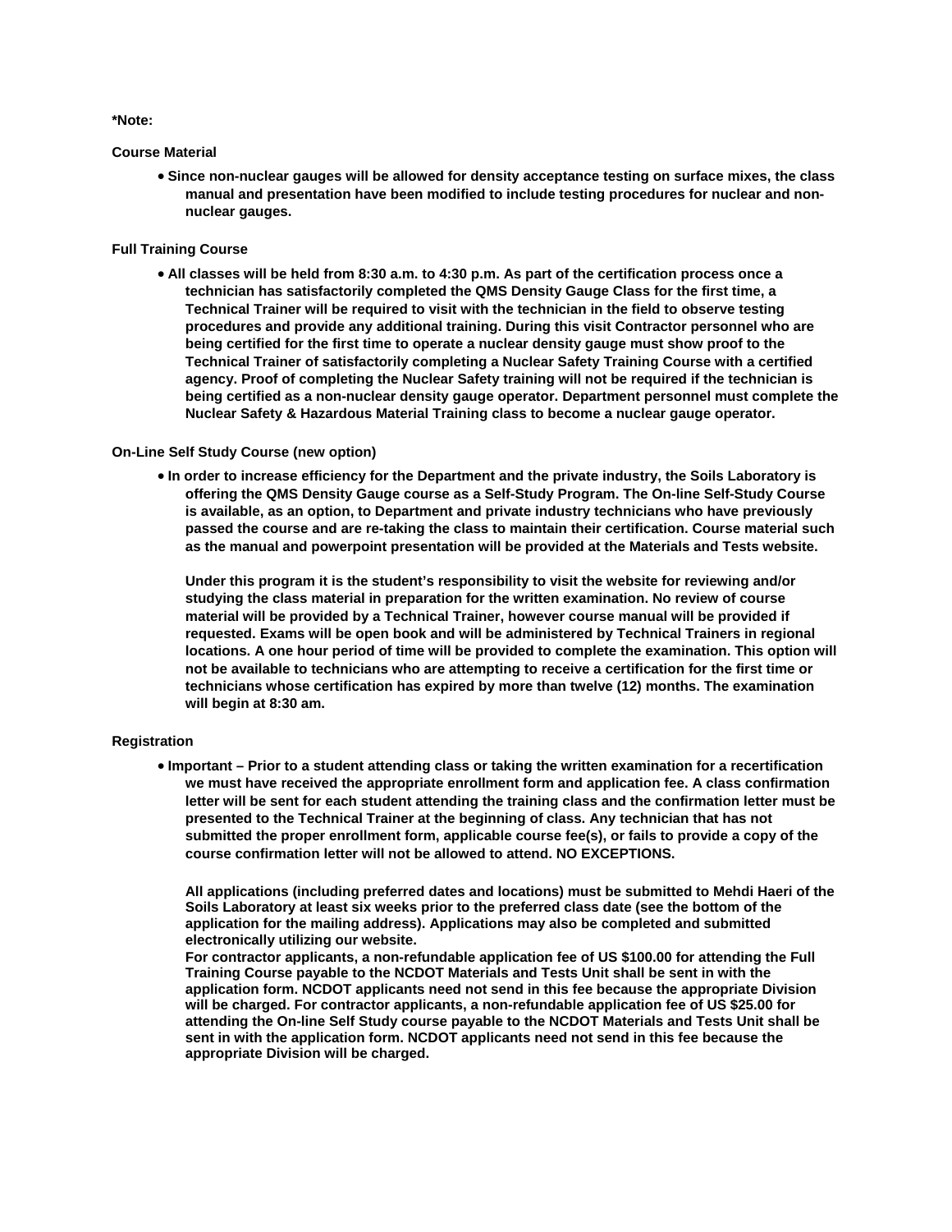**\*Note:**

**Course Material**

- **Since non-nuclear gauges will be allowed for density acceptance testing on surface mixes, the class manual and presentation have been modified to include testing procedures for nuclear and non-nuclear gauges.**

**Full Training Course**

- **All classes will be held from 8:30 a.m. to 4:30 p.m. As part of the certification process once a technician has satisfactorily completed the QMS Density Gauge Class for the first time, a Technical Trainer will be required to visit with the technician in the field to observe testing procedures and provide any additional training. During this visit Contractor personnel who are being certified for the first time to operate a nuclear density gauge must show proof to the Technical Trainer of satisfactorily completing a Nuclear Safety Training Course with a certified agency. Proof of completing the Nuclear Safety training will not be required if the technician is being certified as a non-nuclear density gauge operator. Department personnel must complete the Nuclear Safety & Hazardous Material Training class to become a nuclear gauge operator.**

**On-Line Self Study Course (new option)**

- **In order to increase efficiency for the Department and the private industry, the Soils Laboratory is offering the QMS Density Gauge course as a Self-Study Program. The On-line Self-Study Course is available, as an option, to Department and private industry technicians who have previously passed the course and are re-taking the class to maintain their certification. Course material such as the manual and powerpoint presentation will be provided at the Materials and Tests website.**

  **Under this program it is the student's responsibility to visit the website for reviewing and/or studying the class material in preparation for the written examination. No review of course material will be provided by a Technical Trainer, however course manual will be provided if requested. Exams will be open book and will be administered by Technical Trainers in regional locations. A one hour period of time will be provided to complete the examination. This option will not be available to technicians who are attempting to receive a certification for the first time or technicians whose certification has expired by more than twelve (12) months. The examination will begin at 8:30 am.**

**Registration**

- **Important – Prior to a student attending class or taking the written examination for a recertification we must have received the appropriate enrollment form and application fee. A class confirmation letter will be sent for each student attending the training class and the confirmation letter must be presented to the Technical Trainer at the beginning of class. Any technician that has not submitted the proper enrollment form, applicable course fee(s), or fails to provide a copy of the course confirmation letter will not be allowed to attend. NO EXCEPTIONS.**

  **All applications (including preferred dates and locations) must be submitted to Mehdi Haeri of the Soils Laboratory at least six weeks prior to the preferred class date (see the bottom of the application for the mailing address). Applications may also be completed and submitted electronically utilizing our website.**
  **For contractor applicants, a non-refundable application fee of US \$100.00 for attending the Full Training Course payable to the NCDOT Materials and Tests Unit shall be sent in with the application form. NCDOT applicants need not send in this fee because the appropriate Division will be charged. For contractor applicants, a non-refundable application fee of US \$25.00 for attending the On-line Self Study course payable to the NCDOT Materials and Tests Unit shall be sent in with the application form. NCDOT applicants need not send in this fee because the appropriate Division will be charged.**